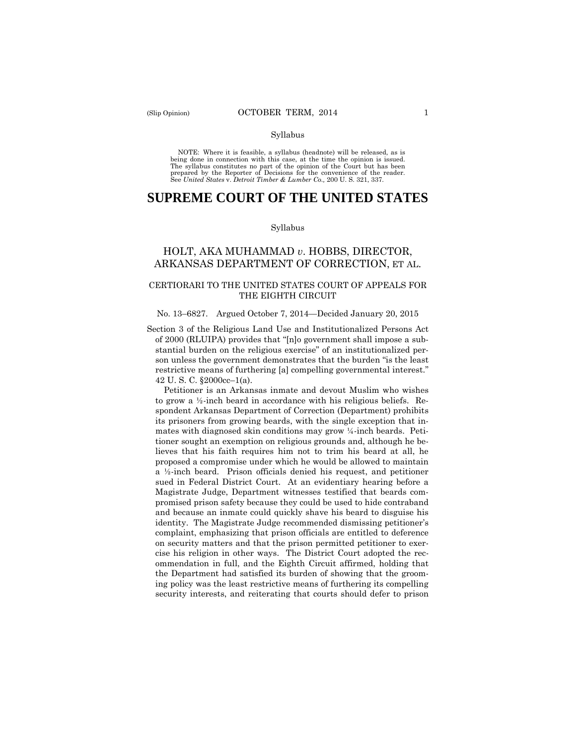Syllabus

NOTE: Where it is feasible, a syllabus (headnote) will be released, as is being done in connection with this case, at the time the opinion is issued. The syllabus constitutes no part of the opinion of the Court but has been prepared by the Reporter of Decisions for the convenience of the reader. See *United States* v. *Detroit Timber & Lumber Co.,* 200 U. S. 321, 337.

# SUPREME COURT OF THE UNITED STATES

Syllabus

## HOLT, AKA MUHAMMAD *v*. HOBBS, DIRECTOR, ARKANSAS DEPARTMENT OF CORRECTION, ET AL.

### CERTIORARI TO THE UNITED STATES COURT OF APPEALS FOR THE EIGHTH CIRCUIT

No. 13–6827. Argued October 7, 2014—Decided January 20, 2015

Section 3 of the Religious Land Use and Institutionalized Persons Act of 2000 (RLUIPA) provides that "[n]o government shall impose a substantial burden on the religious exercise" of an institutionalized person unless the government demonstrates that the burden "is the least restrictive means of furthering [a] compelling governmental interest." 42 U. S. C. §2000cc–1(a).

Petitioner is an Arkansas inmate and devout Muslim who wishes to grow a ½-inch beard in accordance with his religious beliefs. Respondent Arkansas Department of Correction (Department) prohibits its prisoners from growing beards, with the single exception that inmates with diagnosed skin conditions may grow ¼-inch beards. Petitioner sought an exemption on religious grounds and, although he believes that his faith requires him not to trim his beard at all, he proposed a compromise under which he would be allowed to maintain a ½-inch beard. Prison officials denied his request, and petitioner sued in Federal District Court. At an evidentiary hearing before a Magistrate Judge, Department witnesses testified that beards compromised prison safety because they could be used to hide contraband and because an inmate could quickly shave his beard to disguise his identity. The Magistrate Judge recommended dismissing petitioner's complaint, emphasizing that prison officials are entitled to deference on security matters and that the prison permitted petitioner to exercise his religion in other ways. The District Court adopted the recommendation in full, and the Eighth Circuit affirmed, holding that the Department had satisfied its burden of showing that the grooming policy was the least restrictive means of furthering its compelling security interests, and reiterating that courts should defer to prison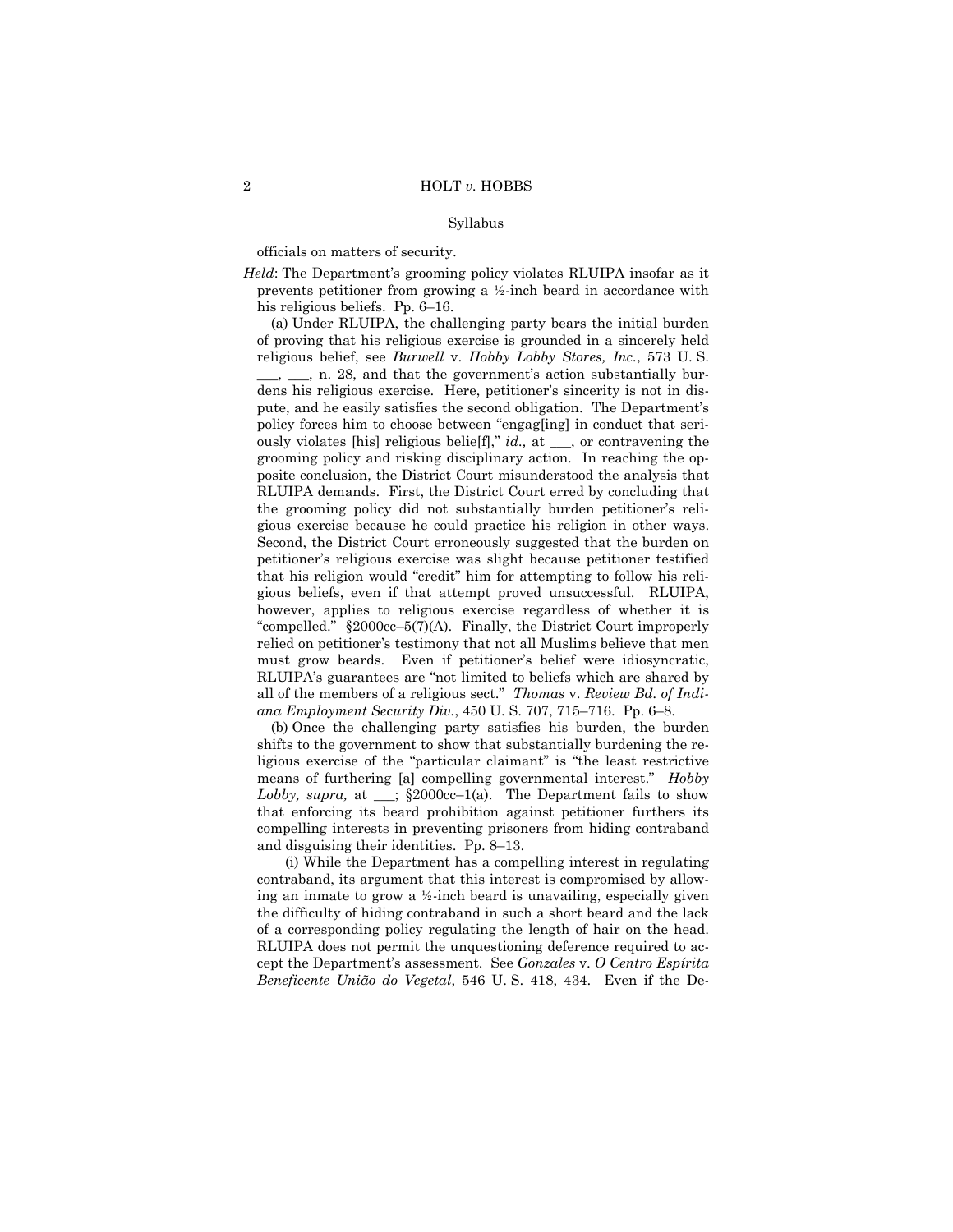officials on matters of security.

*Held*: The Department's grooming policy violates RLUIPA insofar as it prevents petitioner from growing a ½-inch beard in accordance with his religious beliefs. Pp. 6–16.

(a) Under RLUIPA, the challenging party bears the initial burden of proving that his religious exercise is grounded in a sincerely held religious belief, see *Burwell* v. *Hobby Lobby Stores, Inc.*, 573 U. S. ___, ___, n. 28, and that the government's action substantially burdens his religious exercise. Here, petitioner's sincerity is not in dispute, and he easily satisfies the second obligation. The Department's policy forces him to choose between "engag[ing] in conduct that seriously violates [his] religious belie[f]," *id.,* at ___, or contravening the grooming policy and risking disciplinary action. In reaching the opposite conclusion, the District Court misunderstood the analysis that RLUIPA demands. First, the District Court erred by concluding that the grooming policy did not substantially burden petitioner's religious exercise because he could practice his religion in other ways. Second, the District Court erroneously suggested that the burden on petitioner's religious exercise was slight because petitioner testified that his religion would "credit" him for attempting to follow his religious beliefs, even if that attempt proved unsuccessful. RLUIPA, however, applies to religious exercise regardless of whether it is "compelled." §2000cc–5(7)(A). Finally, the District Court improperly relied on petitioner's testimony that not all Muslims believe that men must grow beards. Even if petitioner's belief were idiosyncratic, RLUIPA's guarantees are "not limited to beliefs which are shared by all of the members of a religious sect." *Thomas* v. *Review Bd. of Indiana Employment Security Div.*, 450 U. S. 707, 715–716. Pp. 6–8.

(b) Once the challenging party satisfies his burden, the burden shifts to the government to show that substantially burdening the religious exercise of the "particular claimant" is "the least restrictive means of furthering [a] compelling governmental interest." *Hobby Lobby, supra,* at ___; §2000cc–1(a). The Department fails to show that enforcing its beard prohibition against petitioner furthers its compelling interests in preventing prisoners from hiding contraband and disguising their identities. Pp. 8–13.

(i) While the Department has a compelling interest in regulating contraband, its argument that this interest is compromised by allowing an inmate to grow a ½-inch beard is unavailing, especially given the difficulty of hiding contraband in such a short beard and the lack of a corresponding policy regulating the length of hair on the head. RLUIPA does not permit the unquestioning deference required to accept the Department's assessment. See *Gonzales* v. *O Centro Espírita Beneficente União do Vegetal*, 546 U. S. 418, 434. Even if the De-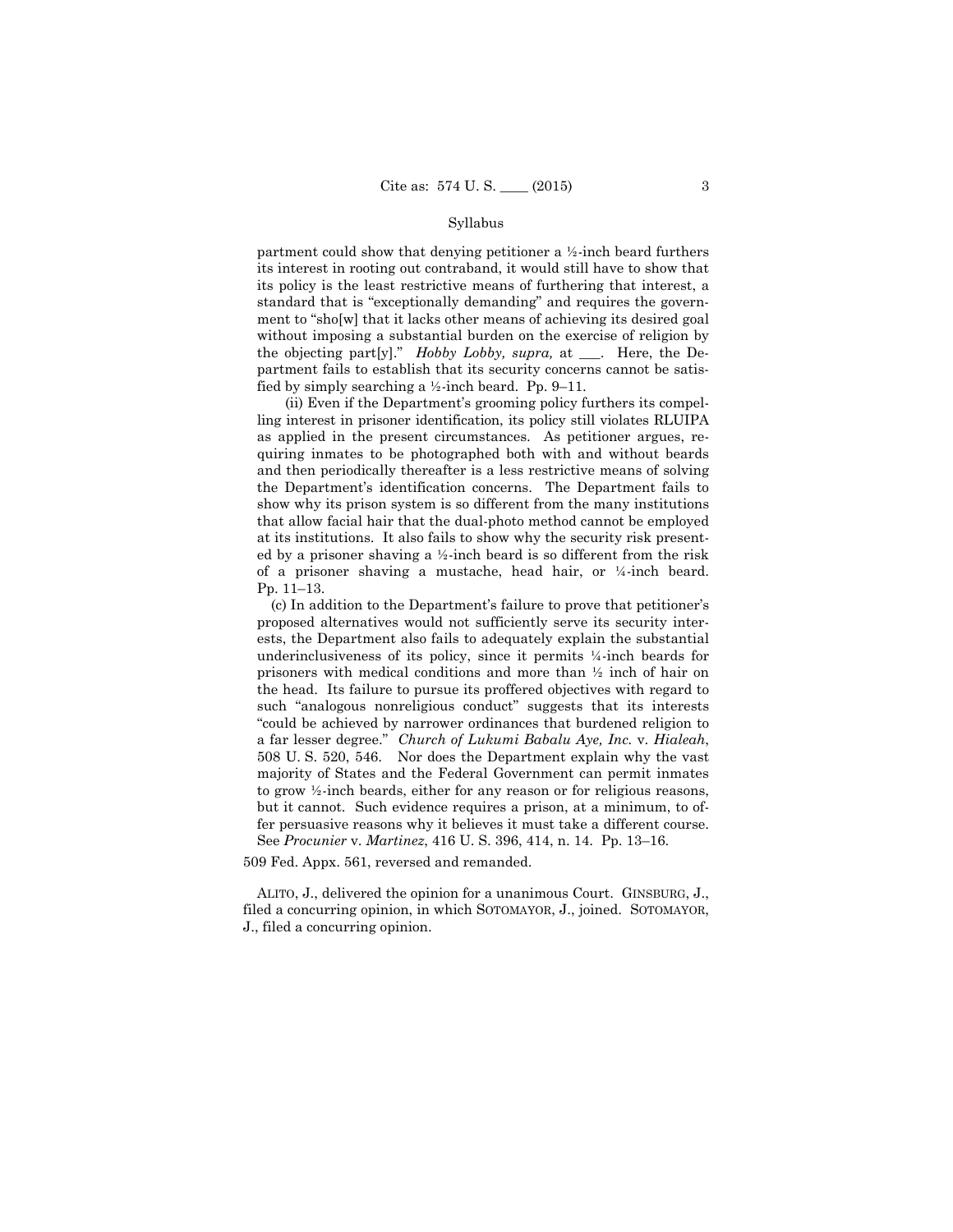partment could show that denying petitioner a ½-inch beard furthers its interest in rooting out contraband, it would still have to show that its policy is the least restrictive means of furthering that interest, a standard that is "exceptionally demanding" and requires the government to "sho[w] that it lacks other means of achieving its desired goal without imposing a substantial burden on the exercise of religion by the objecting part[y]." *Hobby Lobby, supra,* at ___. Here, the Department fails to establish that its security concerns cannot be satisfied by simply searching a ½-inch beard. Pp. 9–11.

(ii) Even if the Department's grooming policy furthers its compelling interest in prisoner identification, its policy still violates RLUIPA as applied in the present circumstances. As petitioner argues, requiring inmates to be photographed both with and without beards and then periodically thereafter is a less restrictive means of solving the Department's identification concerns. The Department fails to show why its prison system is so different from the many institutions that allow facial hair that the dual-photo method cannot be employed at its institutions. It also fails to show why the security risk presented by a prisoner shaving a ½-inch beard is so different from the risk of a prisoner shaving a mustache, head hair, or ¼-inch beard. Pp. 11–13.

(c) In addition to the Department's failure to prove that petitioner's proposed alternatives would not sufficiently serve its security interests, the Department also fails to adequately explain the substantial underinclusiveness of its policy, since it permits ¼-inch beards for prisoners with medical conditions and more than ½ inch of hair on the head. Its failure to pursue its proffered objectives with regard to such "analogous nonreligious conduct" suggests that its interests "could be achieved by narrower ordinances that burdened religion to a far lesser degree." *Church of Lukumi Babalu Aye, Inc.* v. *Hialeah*, 508 U. S. 520, 546. Nor does the Department explain why the vast majority of States and the Federal Government can permit inmates to grow ½-inch beards, either for any reason or for religious reasons, but it cannot. Such evidence requires a prison, at a minimum, to offer persuasive reasons why it believes it must take a different course. See *Procunier* v. *Martinez*, 416 U. S. 396, 414, n. 14. Pp. 13–16.

509 Fed. Appx. 561, reversed and remanded.

ALITO, J., delivered the opinion for a unanimous Court. GINSBURG, J., filed a concurring opinion, in which SOTOMAYOR, J., joined. SOTOMAYOR, J., filed a concurring opinion.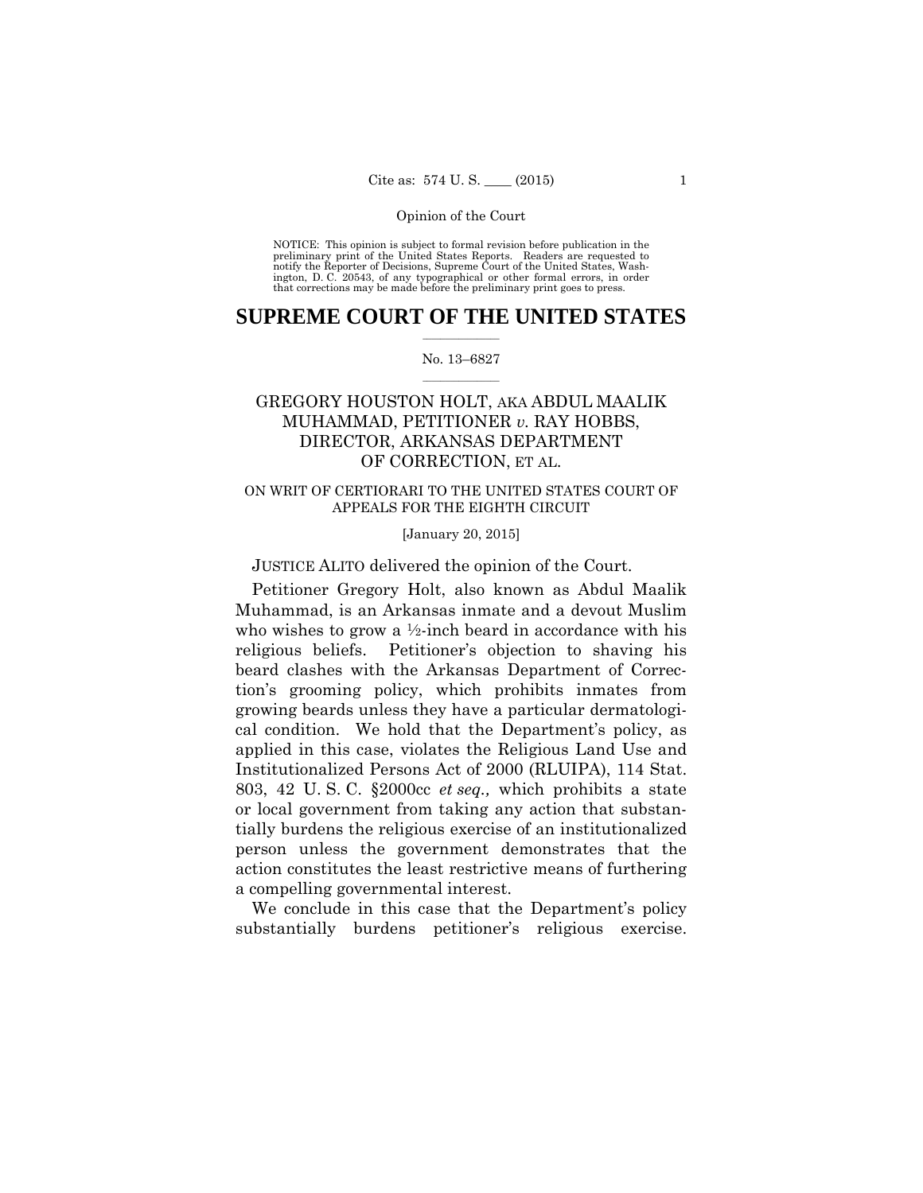Opinion of the Court

NOTICE: This opinion is subject to formal revision before publication in the preliminary print of the United States Reports. Readers are requested to notify the Reporter of Decisions, Supreme Court of the United States, Washington, D. C. 20543, of any typographical or other formal errors, in order that corrections may be made before the preliminary print goes to press.

# SUPREME COURT OF THE UNITED STATES

No. 13–6827

## GREGORY HOUSTON HOLT, AKA ABDUL MAALIK MUHAMMAD, PETITIONER *v.* RAY HOBBS, DIRECTOR, ARKANSAS DEPARTMENT OF CORRECTION, ET AL.

ON WRIT OF CERTIORARI TO THE UNITED STATES COURT OF APPEALS FOR THE EIGHTH CIRCUIT

[January 20, 2015]

JUSTICE ALITO delivered the opinion of the Court.

Petitioner Gregory Holt, also known as Abdul Maalik Muhammad, is an Arkansas inmate and a devout Muslim who wishes to grow a ½-inch beard in accordance with his religious beliefs. Petitioner's objection to shaving his beard clashes with the Arkansas Department of Correction's grooming policy, which prohibits inmates from growing beards unless they have a particular dermatological condition. We hold that the Department's policy, as applied in this case, violates the Religious Land Use and Institutionalized Persons Act of 2000 (RLUIPA), 114 Stat. 803, 42 U. S. C. §2000cc *et seq.,* which prohibits a state or local government from taking any action that substantially burdens the religious exercise of an institutionalized person unless the government demonstrates that the action constitutes the least restrictive means of furthering a compelling governmental interest.

We conclude in this case that the Department's policy substantially burdens petitioner's religious exercise.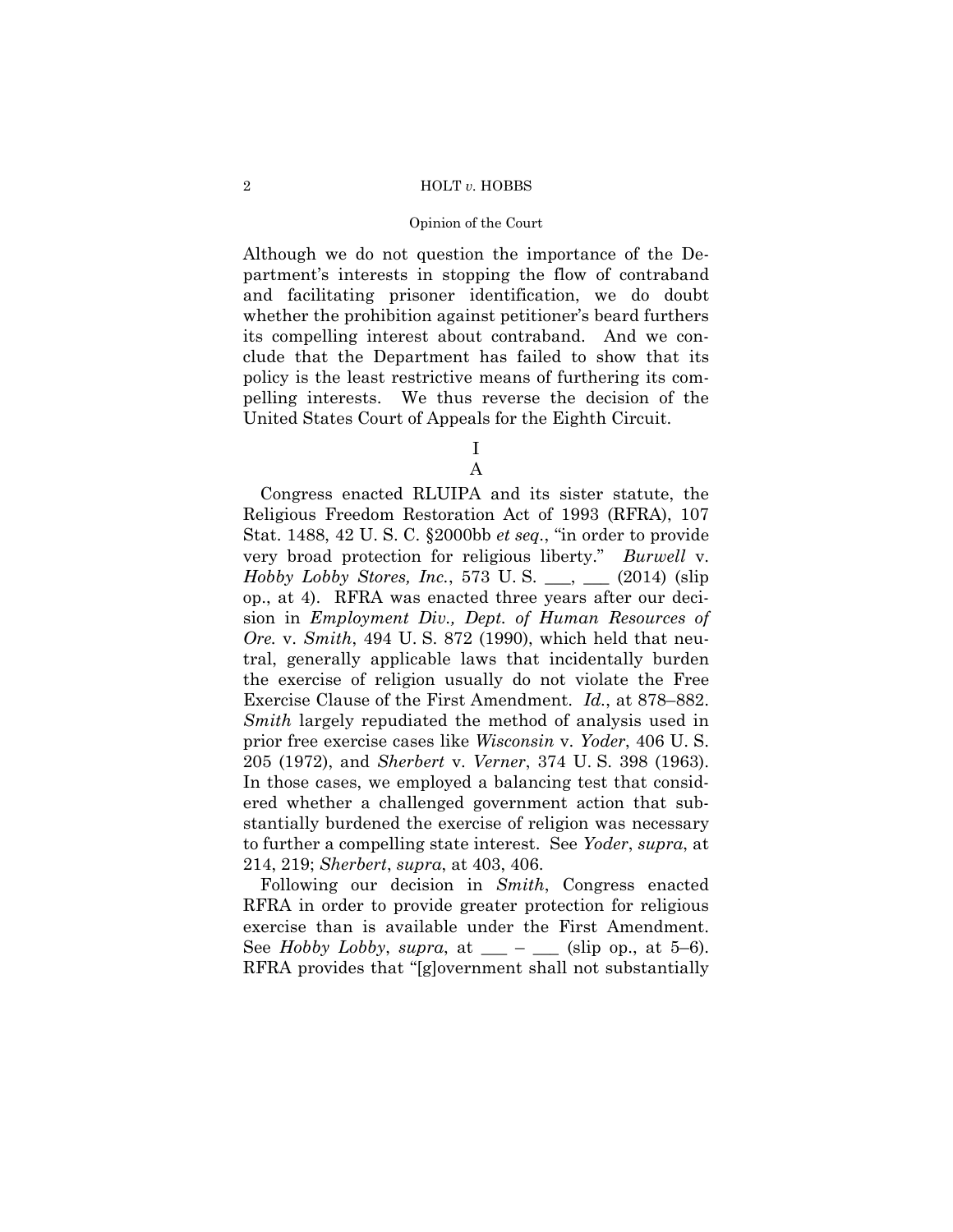Although we do not question the importance of the Department's interests in stopping the flow of contraband and facilitating prisoner identification, we do doubt whether the prohibition against petitioner's beard furthers its compelling interest about contraband. And we conclude that the Department has failed to show that its policy is the least restrictive means of furthering its compelling interests. We thus reverse the decision of the United States Court of Appeals for the Eighth Circuit.

## I

### A

Congress enacted RLUIPA and its sister statute, the Religious Freedom Restoration Act of 1993 (RFRA), 107 Stat. 1488, 42 U. S. C. §2000bb *et seq.*, "in order to provide very broad protection for religious liberty." *Burwell* v. *Hobby Lobby Stores, Inc.*, 573 U. S. ___, ___ (2014) (slip op., at 4). RFRA was enacted three years after our decision in *Employment Div., Dept. of Human Resources of Ore.* v. *Smith*, 494 U. S. 872 (1990), which held that neutral, generally applicable laws that incidentally burden the exercise of religion usually do not violate the Free Exercise Clause of the First Amendment. *Id.*, at 878–882. *Smith* largely repudiated the method of analysis used in prior free exercise cases like *Wisconsin* v. *Yoder*, 406 U. S. 205 (1972), and *Sherbert* v. *Verner*, 374 U. S. 398 (1963). In those cases, we employed a balancing test that considered whether a challenged government action that substantially burdened the exercise of religion was necessary to further a compelling state interest. See *Yoder*, *supra*, at 214, 219; *Sherbert*, *supra*, at 403, 406.

Following our decision in *Smith*, Congress enacted RFRA in order to provide greater protection for religious exercise than is available under the First Amendment. See *Hobby Lobby*, *supra*, at ___ – ___ (slip op., at 5–6). RFRA provides that "[g]overnment shall not substantially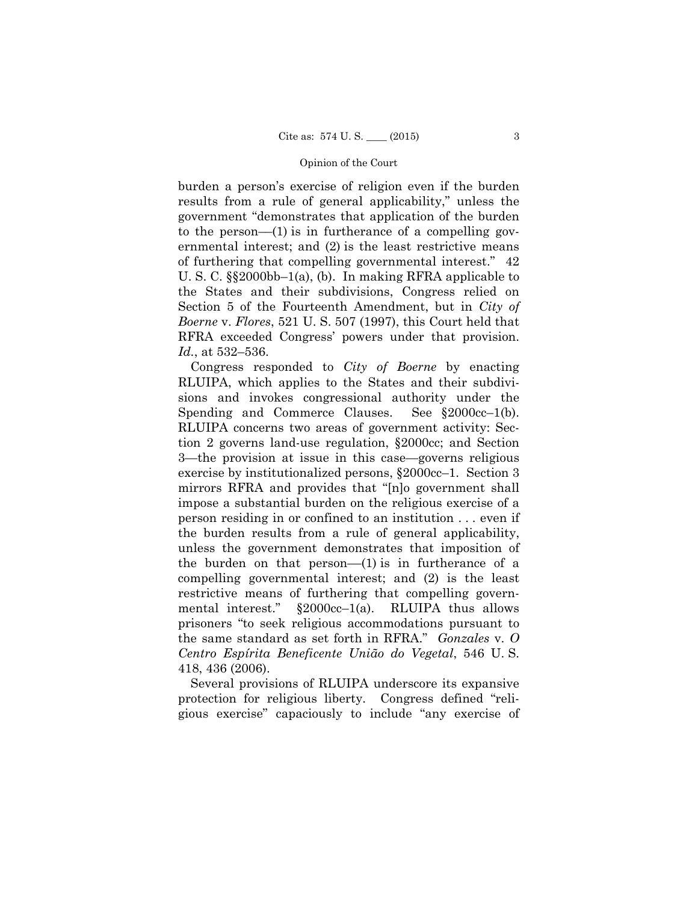burden a person's exercise of religion even if the burden results from a rule of general applicability," unless the government "demonstrates that application of the burden to the person—(1) is in furtherance of a compelling governmental interest; and (2) is the least restrictive means of furthering that compelling governmental interest." 42 U. S. C. §§2000bb–1(a), (b). In making RFRA applicable to the States and their subdivisions, Congress relied on Section 5 of the Fourteenth Amendment, but in *City of Boerne* v. *Flores*, 521 U. S. 507 (1997), this Court held that RFRA exceeded Congress' powers under that provision. *Id.*, at 532–536.

Congress responded to *City of Boerne* by enacting RLUIPA, which applies to the States and their subdivisions and invokes congressional authority under the Spending and Commerce Clauses. See §2000cc–1(b). RLUIPA concerns two areas of government activity: Section 2 governs land-use regulation, §2000cc; and Section 3—the provision at issue in this case—governs religious exercise by institutionalized persons, §2000cc–1. Section 3 mirrors RFRA and provides that "[n]o government shall impose a substantial burden on the religious exercise of a person residing in or confined to an institution . . . even if the burden results from a rule of general applicability, unless the government demonstrates that imposition of the burden on that person—(1) is in furtherance of a compelling governmental interest; and (2) is the least restrictive means of furthering that compelling governmental interest." §2000cc–1(a). RLUIPA thus allows prisoners "to seek religious accommodations pursuant to the same standard as set forth in RFRA." *Gonzales* v. *O Centro Espírita Beneficente União do Vegetal*, 546 U. S. 418, 436 (2006).

Several provisions of RLUIPA underscore its expansive protection for religious liberty. Congress defined "religious exercise" capaciously to include "any exercise of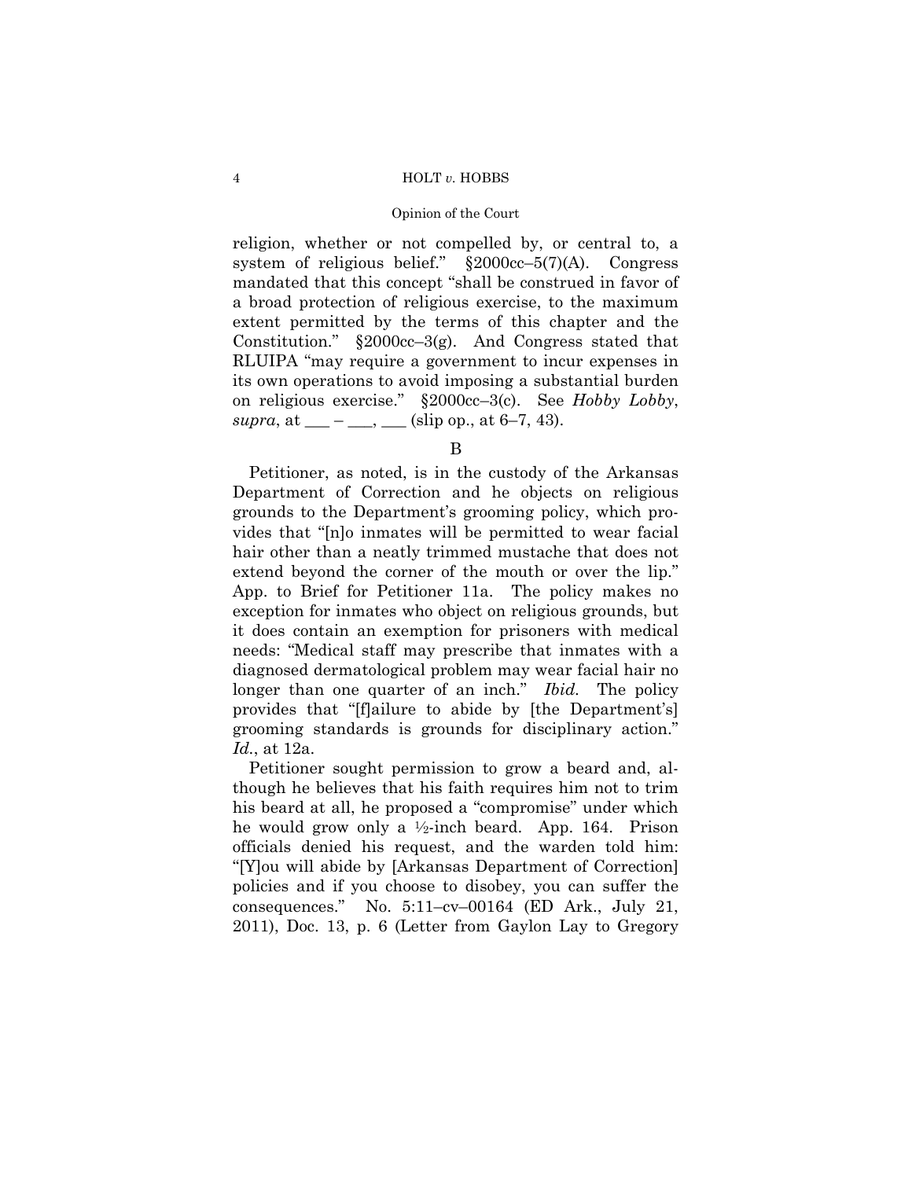religion, whether or not compelled by, or central to, a system of religious belief." §2000cc–5(7)(A). Congress mandated that this concept "shall be construed in favor of a broad protection of religious exercise, to the maximum extent permitted by the terms of this chapter and the Constitution." §2000cc–3(g). And Congress stated that RLUIPA "may require a government to incur expenses in its own operations to avoid imposing a substantial burden on religious exercise." §2000cc–3(c). See *Hobby Lobby*, *supra*, at ___ – ___, ___ (slip op., at 6–7, 43).

B

Petitioner, as noted, is in the custody of the Arkansas Department of Correction and he objects on religious grounds to the Department's grooming policy, which provides that "[n]o inmates will be permitted to wear facial hair other than a neatly trimmed mustache that does not extend beyond the corner of the mouth or over the lip." App. to Brief for Petitioner 11a. The policy makes no exception for inmates who object on religious grounds, but it does contain an exemption for prisoners with medical needs: "Medical staff may prescribe that inmates with a diagnosed dermatological problem may wear facial hair no longer than one quarter of an inch." *Ibid.* The policy provides that "[f]ailure to abide by [the Department's] grooming standards is grounds for disciplinary action." *Id.*, at 12a.

Petitioner sought permission to grow a beard and, although he believes that his faith requires him not to trim his beard at all, he proposed a "compromise" under which he would grow only a ½-inch beard. App. 164. Prison officials denied his request, and the warden told him: "[Y]ou will abide by [Arkansas Department of Correction] policies and if you choose to disobey, you can suffer the consequences." No. 5:11–cv–00164 (ED Ark., July 21, 2011), Doc. 13, p. 6 (Letter from Gaylon Lay to Gregory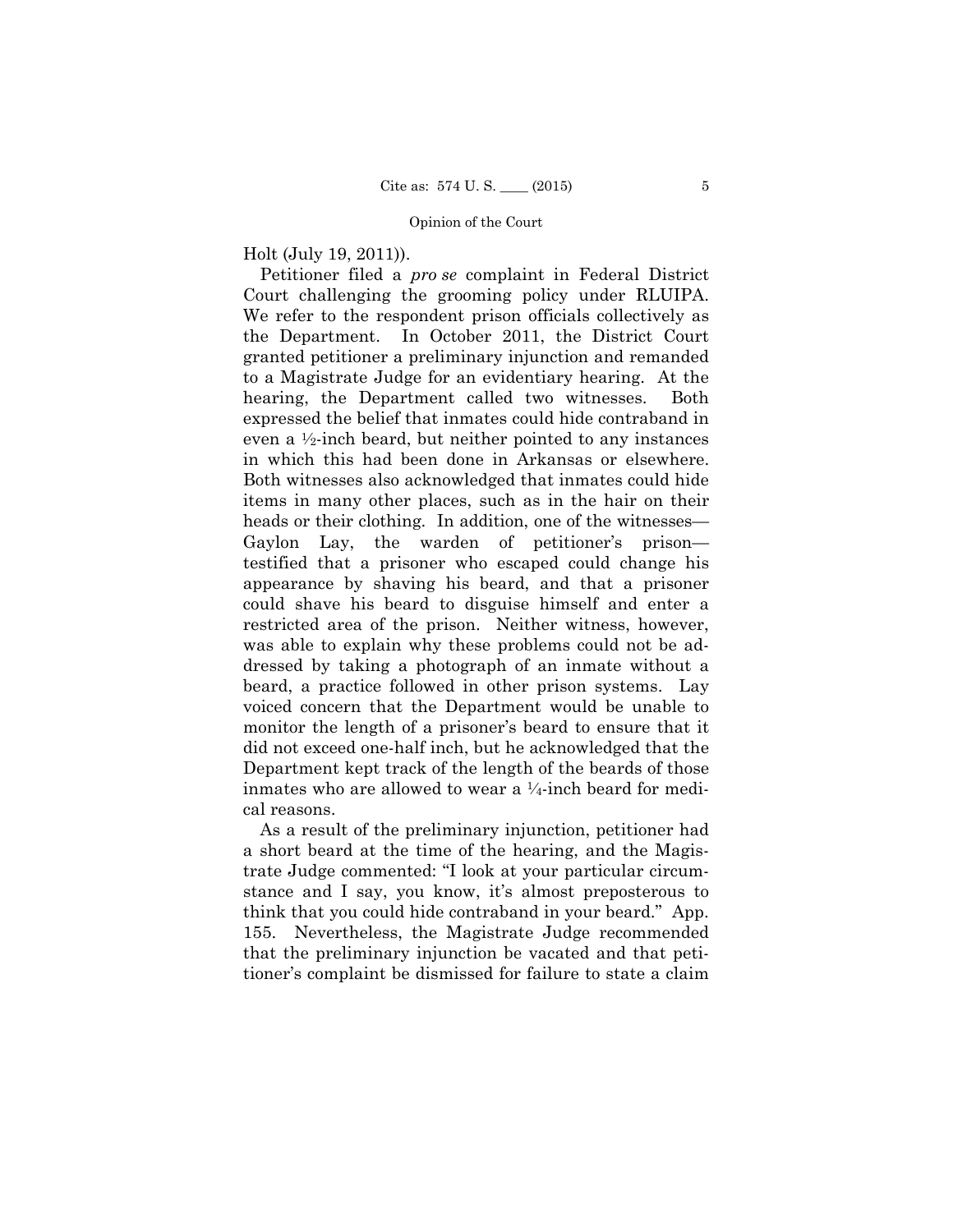Holt (July 19, 2011)).

Petitioner filed a *pro se* complaint in Federal District Court challenging the grooming policy under RLUIPA. We refer to the respondent prison officials collectively as the Department. In October 2011, the District Court granted petitioner a preliminary injunction and remanded to a Magistrate Judge for an evidentiary hearing. At the hearing, the Department called two witnesses. Both expressed the belief that inmates could hide contraband in even a ½-inch beard, but neither pointed to any instances in which this had been done in Arkansas or elsewhere. Both witnesses also acknowledged that inmates could hide items in many other places, such as in the hair on their heads or their clothing. In addition, one of the witnesses—Gaylon Lay, the warden of petitioner's prison—testified that a prisoner who escaped could change his appearance by shaving his beard, and that a prisoner could shave his beard to disguise himself and enter a restricted area of the prison. Neither witness, however, was able to explain why these problems could not be addressed by taking a photograph of an inmate without a beard, a practice followed in other prison systems. Lay voiced concern that the Department would be unable to monitor the length of a prisoner's beard to ensure that it did not exceed one-half inch, but he acknowledged that the Department kept track of the length of the beards of those inmates who are allowed to wear a ¼-inch beard for medical reasons.

As a result of the preliminary injunction, petitioner had a short beard at the time of the hearing, and the Magistrate Judge commented: "I look at your particular circumstance and I say, you know, it's almost preposterous to think that you could hide contraband in your beard." App. 155. Nevertheless, the Magistrate Judge recommended that the preliminary injunction be vacated and that petitioner's complaint be dismissed for failure to state a claim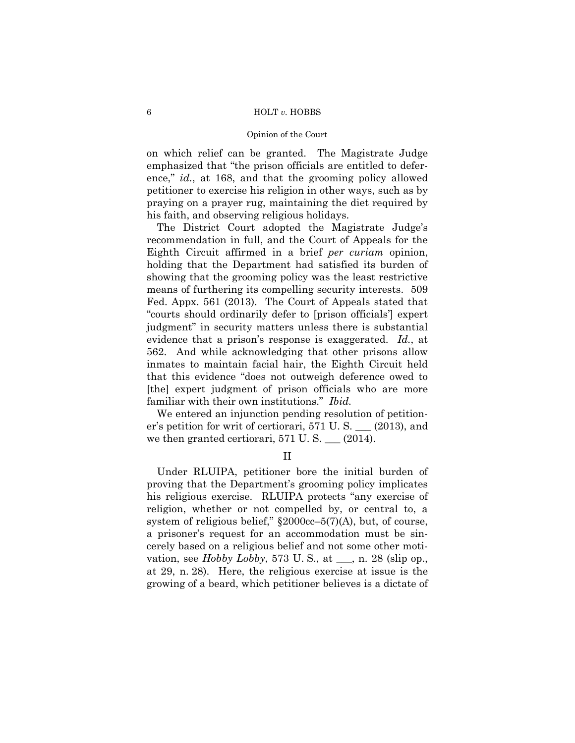on which relief can be granted. The Magistrate Judge emphasized that "the prison officials are entitled to deference," *id.*, at 168, and that the grooming policy allowed petitioner to exercise his religion in other ways, such as by praying on a prayer rug, maintaining the diet required by his faith, and observing religious holidays.

The District Court adopted the Magistrate Judge's recommendation in full, and the Court of Appeals for the Eighth Circuit affirmed in a brief *per curiam* opinion, holding that the Department had satisfied its burden of showing that the grooming policy was the least restrictive means of furthering its compelling security interests. 509 Fed. Appx. 561 (2013). The Court of Appeals stated that "courts should ordinarily defer to [prison officials'] expert judgment" in security matters unless there is substantial evidence that a prison's response is exaggerated. *Id.*, at 562. And while acknowledging that other prisons allow inmates to maintain facial hair, the Eighth Circuit held that this evidence "does not outweigh deference owed to [the] expert judgment of prison officials who are more familiar with their own institutions." *Ibid.*

We entered an injunction pending resolution of petitioner's petition for writ of certiorari, 571 U. S. ___ (2013), and we then granted certiorari, 571 U. S. ___ (2014).

## II

Under RLUIPA, petitioner bore the initial burden of proving that the Department's grooming policy implicates his religious exercise. RLUIPA protects "any exercise of religion, whether or not compelled by, or central to, a system of religious belief," §2000cc–5(7)(A), but, of course, a prisoner's request for an accommodation must be sincerely based on a religious belief and not some other motivation, see *Hobby Lobby*, 573 U. S., at ___, n. 28 (slip op., at 29, n. 28). Here, the religious exercise at issue is the growing of a beard, which petitioner believes is a dictate of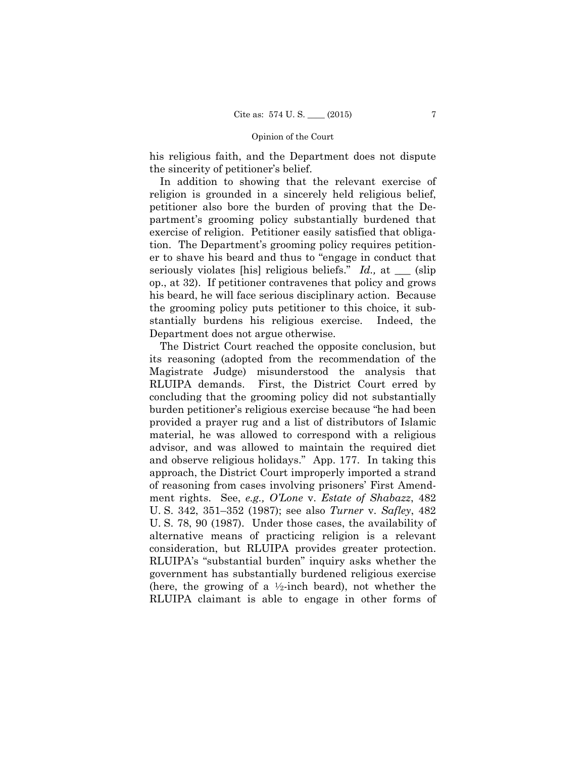his religious faith, and the Department does not dispute the sincerity of petitioner's belief.

In addition to showing that the relevant exercise of religion is grounded in a sincerely held religious belief, petitioner also bore the burden of proving that the Department's grooming policy substantially burdened that exercise of religion. Petitioner easily satisfied that obligation. The Department's grooming policy requires petitioner to shave his beard and thus to "engage in conduct that seriously violates [his] religious beliefs." *Id.,* at ___ (slip op., at 32). If petitioner contravenes that policy and grows his beard, he will face serious disciplinary action. Because the grooming policy puts petitioner to this choice, it substantially burdens his religious exercise. Indeed, the Department does not argue otherwise.

The District Court reached the opposite conclusion, but its reasoning (adopted from the recommendation of the Magistrate Judge) misunderstood the analysis that RLUIPA demands. First, the District Court erred by concluding that the grooming policy did not substantially burden petitioner's religious exercise because "he had been provided a prayer rug and a list of distributors of Islamic material, he was allowed to correspond with a religious advisor, and was allowed to maintain the required diet and observe religious holidays." App. 177. In taking this approach, the District Court improperly imported a strand of reasoning from cases involving prisoners' First Amendment rights. See, *e.g., O'Lone* v. *Estate of Shabazz*, 482 U. S. 342, 351–352 (1987); see also *Turner* v. *Safley*, 482 U. S. 78, 90 (1987). Under those cases, the availability of alternative means of practicing religion is a relevant consideration, but RLUIPA provides greater protection. RLUIPA's "substantial burden" inquiry asks whether the government has substantially burdened religious exercise (here, the growing of a ½-inch beard), not whether the RLUIPA claimant is able to engage in other forms of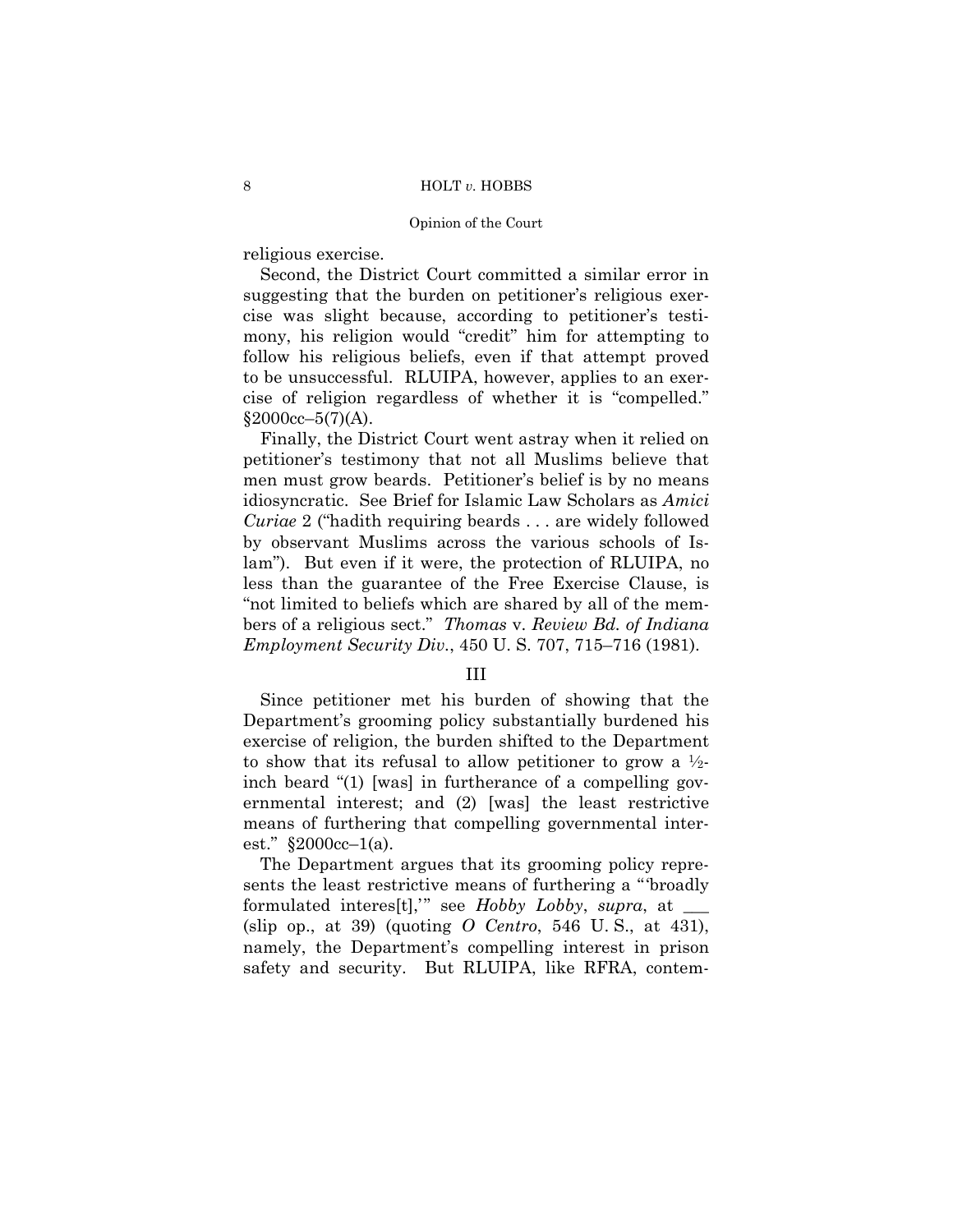religious exercise.

Second, the District Court committed a similar error in suggesting that the burden on petitioner's religious exercise was slight because, according to petitioner's testimony, his religion would "credit" him for attempting to follow his religious beliefs, even if that attempt proved to be unsuccessful. RLUIPA, however, applies to an exercise of religion regardless of whether it is "compelled." §2000cc–5(7)(A).

Finally, the District Court went astray when it relied on petitioner's testimony that not all Muslims believe that men must grow beards. Petitioner's belief is by no means idiosyncratic. See Brief for Islamic Law Scholars as *Amici Curiae* 2 ("hadith requiring beards . . . are widely followed by observant Muslims across the various schools of Islam"). But even if it were, the protection of RLUIPA, no less than the guarantee of the Free Exercise Clause, is "not limited to beliefs which are shared by all of the members of a religious sect." *Thomas* v. *Review Bd. of Indiana Employment Security Div.*, 450 U. S. 707, 715–716 (1981).

## III

Since petitioner met his burden of showing that the Department's grooming policy substantially burdened his exercise of religion, the burden shifted to the Department to show that its refusal to allow petitioner to grow a ½-inch beard "(1) [was] in furtherance of a compelling governmental interest; and (2) [was] the least restrictive means of furthering that compelling governmental interest." §2000cc–1(a).

The Department argues that its grooming policy represents the least restrictive means of furthering a "'broadly formulated interes[t],'" see *Hobby Lobby*, *supra*, at \_\_\_ (slip op., at 39) (quoting *O Centro*, 546 U. S., at 431), namely, the Department's compelling interest in prison safety and security. But RLUIPA, like RFRA, contem-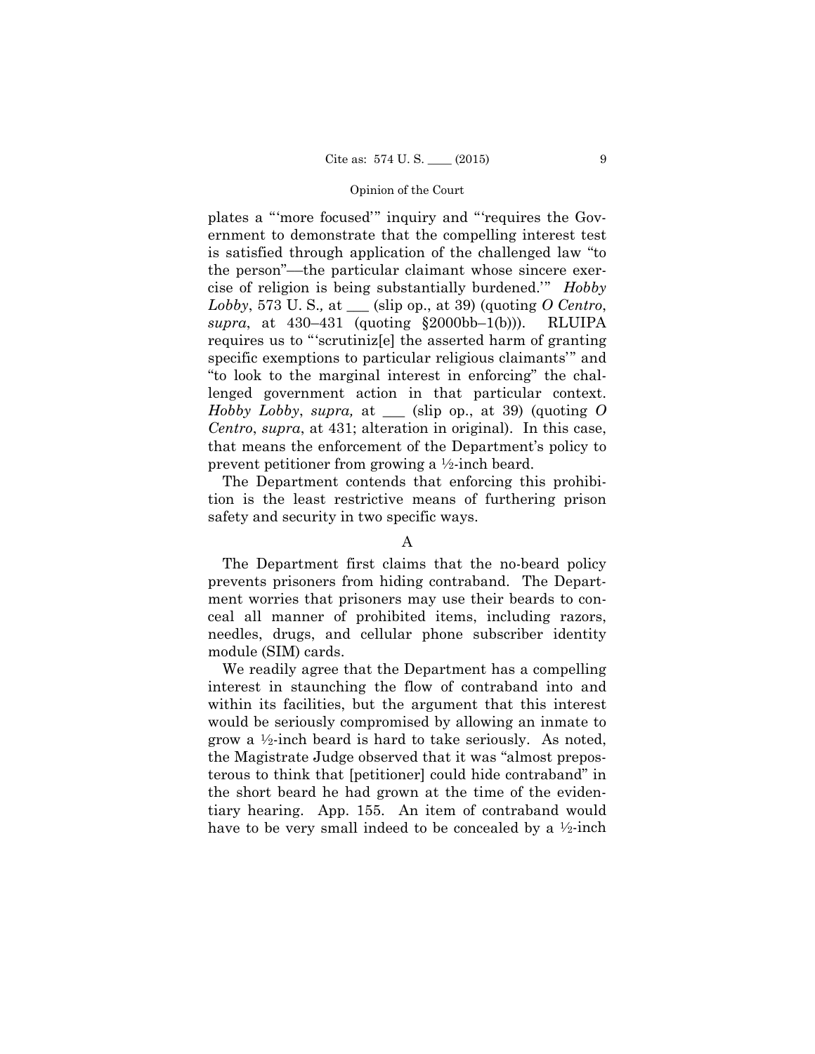plates a "'more focused'" inquiry and "'requires the Government to demonstrate that the compelling interest test is satisfied through application of the challenged law "to the person"—the particular claimant whose sincere exercise of religion is being substantially burdened.'" *Hobby Lobby*, 573 U. S., at ___ (slip op., at 39) (quoting *O Centro*, *supra*, at 430–431 (quoting §2000bb–1(b))). RLUIPA requires us to "'scrutiniz[e] the asserted harm of granting specific exemptions to particular religious claimants'" and "to look to the marginal interest in enforcing" the challenged government action in that particular context. *Hobby Lobby*, *supra,* at ___ (slip op., at 39) (quoting *O Centro*, *supra*, at 431; alteration in original). In this case, that means the enforcement of the Department's policy to prevent petitioner from growing a ½-inch beard.

The Department contends that enforcing this prohibition is the least restrictive means of furthering prison safety and security in two specific ways.

A

The Department first claims that the no-beard policy prevents prisoners from hiding contraband. The Department worries that prisoners may use their beards to conceal all manner of prohibited items, including razors, needles, drugs, and cellular phone subscriber identity module (SIM) cards.

We readily agree that the Department has a compelling interest in staunching the flow of contraband into and within its facilities, but the argument that this interest would be seriously compromised by allowing an inmate to grow a ½-inch beard is hard to take seriously. As noted, the Magistrate Judge observed that it was "almost preposterous to think that [petitioner] could hide contraband" in the short beard he had grown at the time of the evidentiary hearing. App. 155. An item of contraband would have to be very small indeed to be concealed by a ½-inch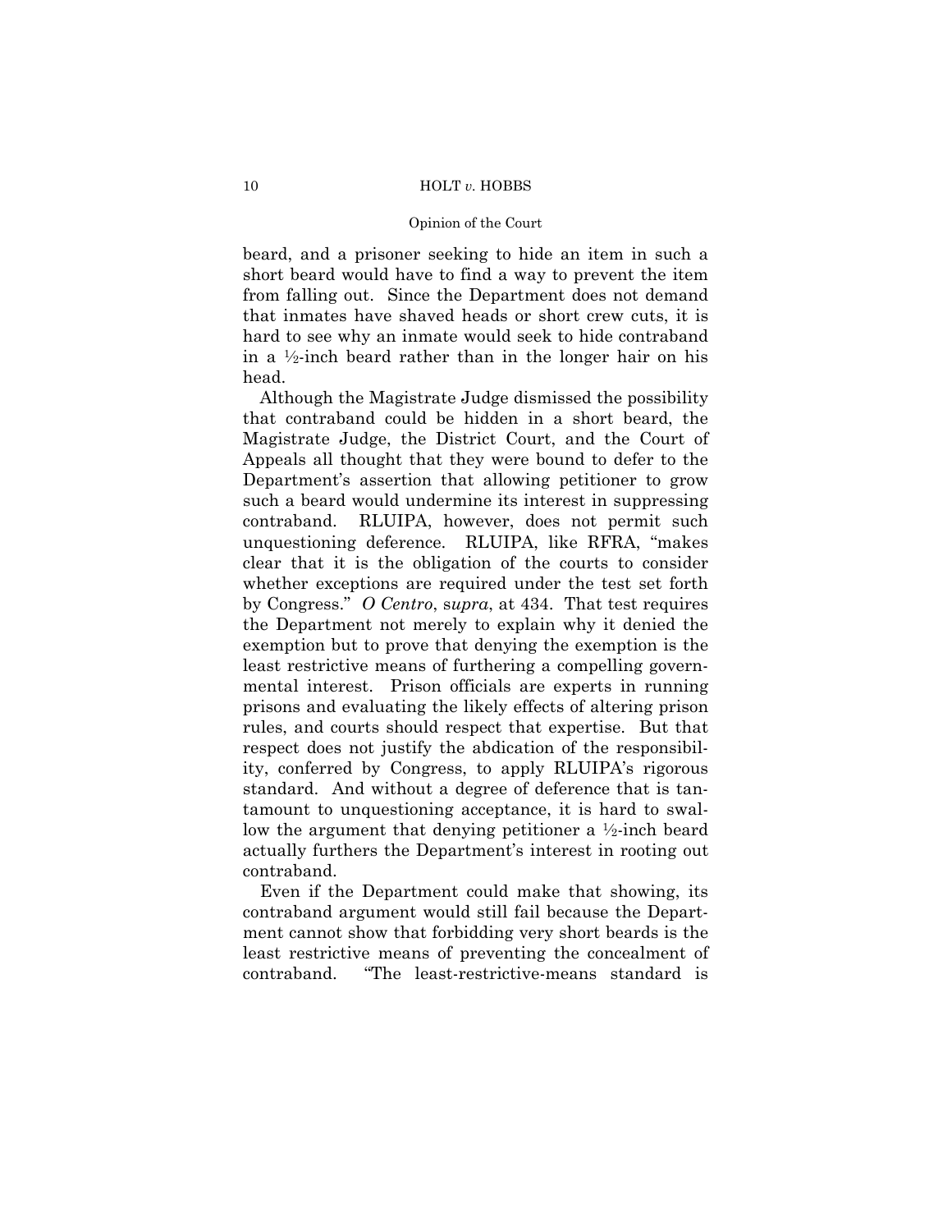beard, and a prisoner seeking to hide an item in such a short beard would have to find a way to prevent the item from falling out. Since the Department does not demand that inmates have shaved heads or short crew cuts, it is hard to see why an inmate would seek to hide contraband in a ½-inch beard rather than in the longer hair on his head.

Although the Magistrate Judge dismissed the possibility that contraband could be hidden in a short beard, the Magistrate Judge, the District Court, and the Court of Appeals all thought that they were bound to defer to the Department's assertion that allowing petitioner to grow such a beard would undermine its interest in suppressing contraband. RLUIPA, however, does not permit such unquestioning deference. RLUIPA, like RFRA, "makes clear that it is the obligation of the courts to consider whether exceptions are required under the test set forth by Congress." *O Centro*, *supra*, at 434. That test requires the Department not merely to explain why it denied the exemption but to prove that denying the exemption is the least restrictive means of furthering a compelling governmental interest. Prison officials are experts in running prisons and evaluating the likely effects of altering prison rules, and courts should respect that expertise. But that respect does not justify the abdication of the responsibility, conferred by Congress, to apply RLUIPA's rigorous standard. And without a degree of deference that is tantamount to unquestioning acceptance, it is hard to swallow the argument that denying petitioner a ½-inch beard actually furthers the Department's interest in rooting out contraband.

Even if the Department could make that showing, its contraband argument would still fail because the Department cannot show that forbidding very short beards is the least restrictive means of preventing the concealment of contraband. "The least-restrictive-means standard is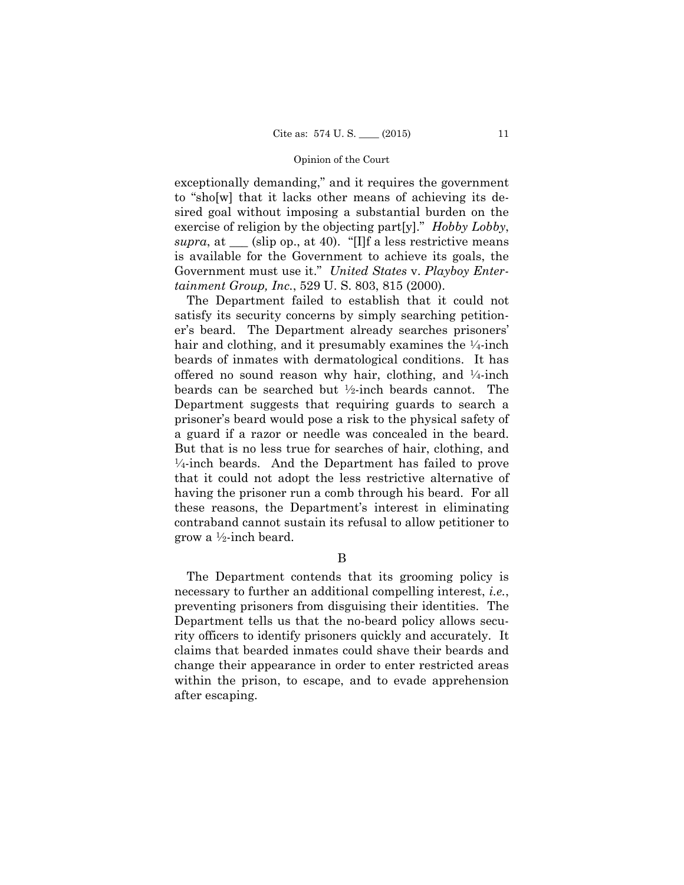exceptionally demanding," and it requires the government to "sho[w] that it lacks other means of achieving its desired goal without imposing a substantial burden on the exercise of religion by the objecting part[y]." *Hobby Lobby*, *supra*, at ___ (slip op., at 40). "[I]f a less restrictive means is available for the Government to achieve its goals, the Government must use it." *United States* v. *Playboy Entertainment Group, Inc.*, 529 U. S. 803, 815 (2000).

The Department failed to establish that it could not satisfy its security concerns by simply searching petitioner's beard. The Department already searches prisoners' hair and clothing, and it presumably examines the ¼-inch beards of inmates with dermatological conditions. It has offered no sound reason why hair, clothing, and ¼-inch beards can be searched but ½-inch beards cannot. The Department suggests that requiring guards to search a prisoner's beard would pose a risk to the physical safety of a guard if a razor or needle was concealed in the beard. But that is no less true for searches of hair, clothing, and ¼-inch beards. And the Department has failed to prove that it could not adopt the less restrictive alternative of having the prisoner run a comb through his beard. For all these reasons, the Department's interest in eliminating contraband cannot sustain its refusal to allow petitioner to grow a ½-inch beard.

B

The Department contends that its grooming policy is necessary to further an additional compelling interest, *i.e.*, preventing prisoners from disguising their identities. The Department tells us that the no-beard policy allows security officers to identify prisoners quickly and accurately. It claims that bearded inmates could shave their beards and change their appearance in order to enter restricted areas within the prison, to escape, and to evade apprehension after escaping.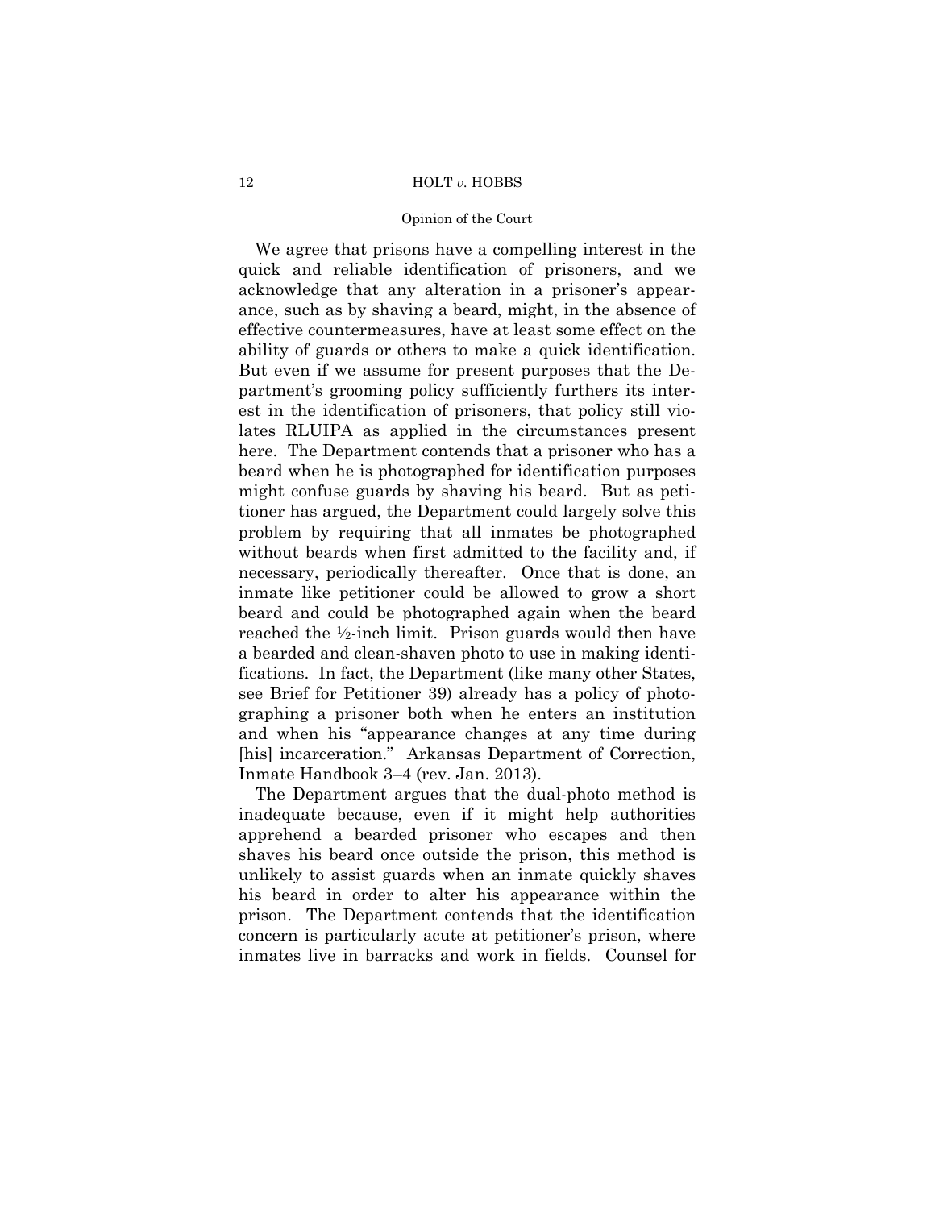We agree that prisons have a compelling interest in the quick and reliable identification of prisoners, and we acknowledge that any alteration in a prisoner's appearance, such as by shaving a beard, might, in the absence of effective countermeasures, have at least some effect on the ability of guards or others to make a quick identification. But even if we assume for present purposes that the Department's grooming policy sufficiently furthers its interest in the identification of prisoners, that policy still violates RLUIPA as applied in the circumstances present here. The Department contends that a prisoner who has a beard when he is photographed for identification purposes might confuse guards by shaving his beard. But as petitioner has argued, the Department could largely solve this problem by requiring that all inmates be photographed without beards when first admitted to the facility and, if necessary, periodically thereafter. Once that is done, an inmate like petitioner could be allowed to grow a short beard and could be photographed again when the beard reached the ½-inch limit. Prison guards would then have a bearded and clean-shaven photo to use in making identifications. In fact, the Department (like many other States, see Brief for Petitioner 39) already has a policy of photographing a prisoner both when he enters an institution and when his "appearance changes at any time during [his] incarceration." Arkansas Department of Correction, Inmate Handbook 3–4 (rev. Jan. 2013).

The Department argues that the dual-photo method is inadequate because, even if it might help authorities apprehend a bearded prisoner who escapes and then shaves his beard once outside the prison, this method is unlikely to assist guards when an inmate quickly shaves his beard in order to alter his appearance within the prison. The Department contends that the identification concern is particularly acute at petitioner's prison, where inmates live in barracks and work in fields. Counsel for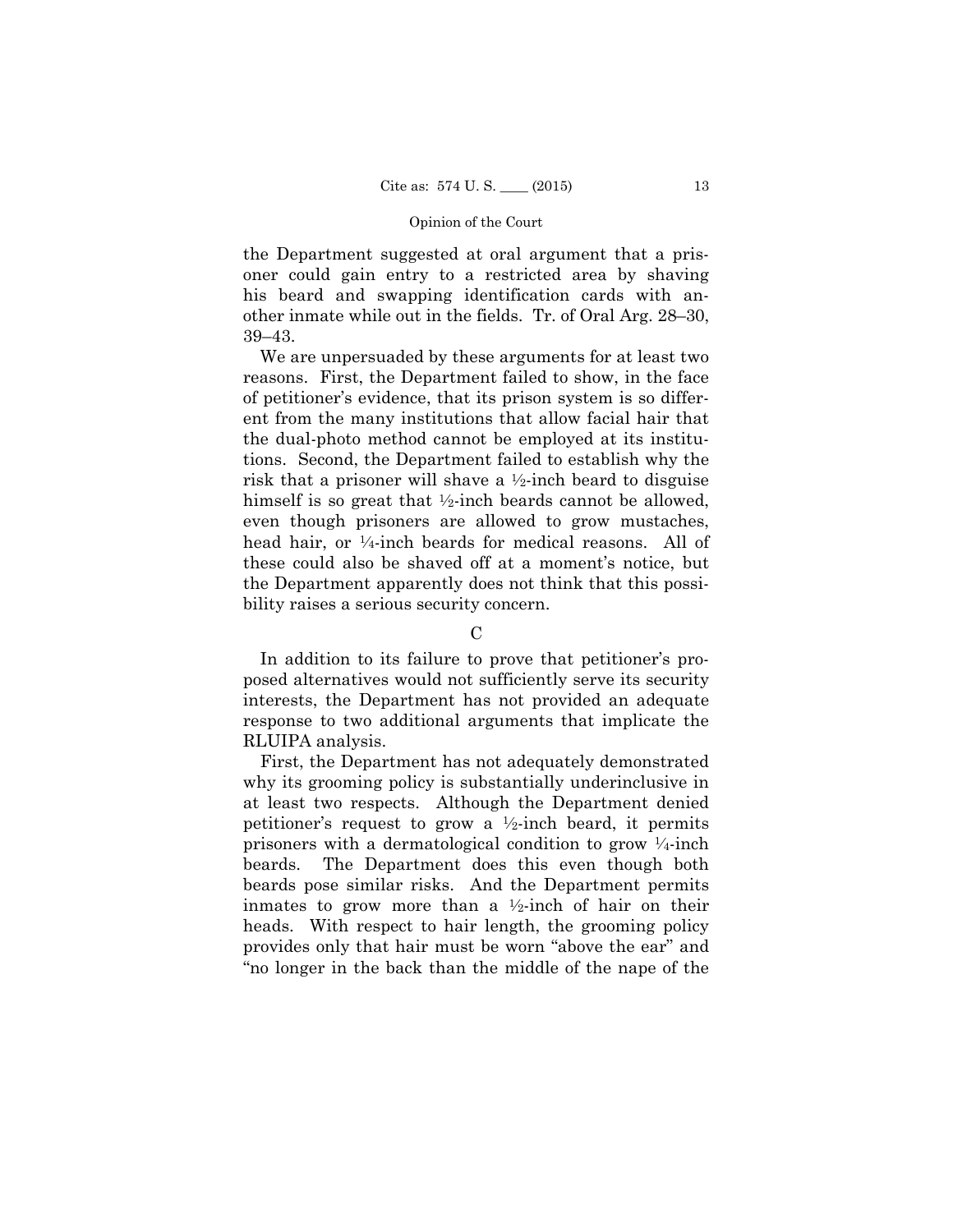the Department suggested at oral argument that a prisoner could gain entry to a restricted area by shaving his beard and swapping identification cards with another inmate while out in the fields. Tr. of Oral Arg. 28–30, 39–43.

We are unpersuaded by these arguments for at least two reasons. First, the Department failed to show, in the face of petitioner's evidence, that its prison system is so different from the many institutions that allow facial hair that the dual-photo method cannot be employed at its institutions. Second, the Department failed to establish why the risk that a prisoner will shave a ½-inch beard to disguise himself is so great that ½-inch beards cannot be allowed, even though prisoners are allowed to grow mustaches, head hair, or ¼-inch beards for medical reasons. All of these could also be shaved off at a moment's notice, but the Department apparently does not think that this possibility raises a serious security concern.

### C

In addition to its failure to prove that petitioner's proposed alternatives would not sufficiently serve its security interests, the Department has not provided an adequate response to two additional arguments that implicate the RLUIPA analysis.

First, the Department has not adequately demonstrated why its grooming policy is substantially underinclusive in at least two respects. Although the Department denied petitioner's request to grow a ½-inch beard, it permits prisoners with a dermatological condition to grow ¼-inch beards. The Department does this even though both beards pose similar risks. And the Department permits inmates to grow more than a ½-inch of hair on their heads. With respect to hair length, the grooming policy provides only that hair must be worn "above the ear" and "no longer in the back than the middle of the nape of the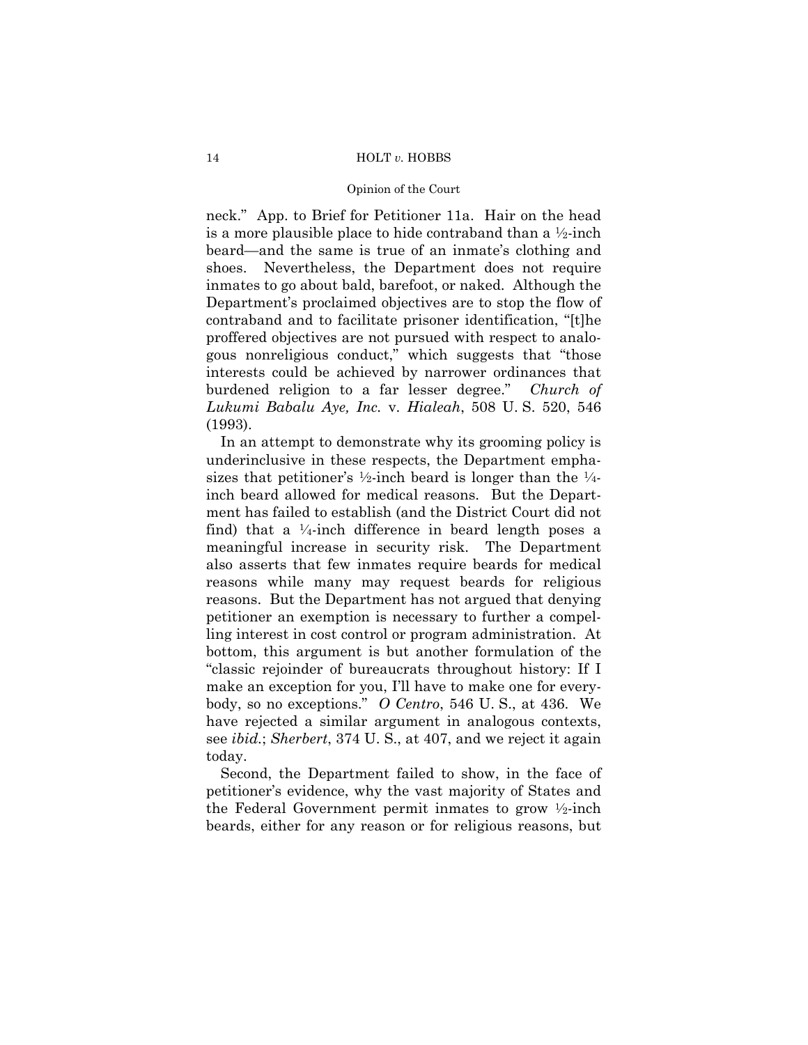neck." App. to Brief for Petitioner 11a. Hair on the head is a more plausible place to hide contraband than a ½-inch beard—and the same is true of an inmate's clothing and shoes. Nevertheless, the Department does not require inmates to go about bald, barefoot, or naked. Although the Department's proclaimed objectives are to stop the flow of contraband and to facilitate prisoner identification, "[t]he proffered objectives are not pursued with respect to analogous nonreligious conduct," which suggests that "those interests could be achieved by narrower ordinances that burdened religion to a far lesser degree." *Church of Lukumi Babalu Aye, Inc.* v. *Hialeah*, 508 U. S. 520, 546 (1993).

In an attempt to demonstrate why its grooming policy is underinclusive in these respects, the Department emphasizes that petitioner's ½-inch beard is longer than the ¼-inch beard allowed for medical reasons. But the Department has failed to establish (and the District Court did not find) that a ¼-inch difference in beard length poses a meaningful increase in security risk. The Department also asserts that few inmates require beards for medical reasons while many may request beards for religious reasons. But the Department has not argued that denying petitioner an exemption is necessary to further a compelling interest in cost control or program administration. At bottom, this argument is but another formulation of the "classic rejoinder of bureaucrats throughout history: If I make an exception for you, I'll have to make one for everybody, so no exceptions." *O Centro*, 546 U. S., at 436. We have rejected a similar argument in analogous contexts, see *ibid.*; *Sherbert*, 374 U. S., at 407, and we reject it again today.

Second, the Department failed to show, in the face of petitioner's evidence, why the vast majority of States and the Federal Government permit inmates to grow ½-inch beards, either for any reason or for religious reasons, but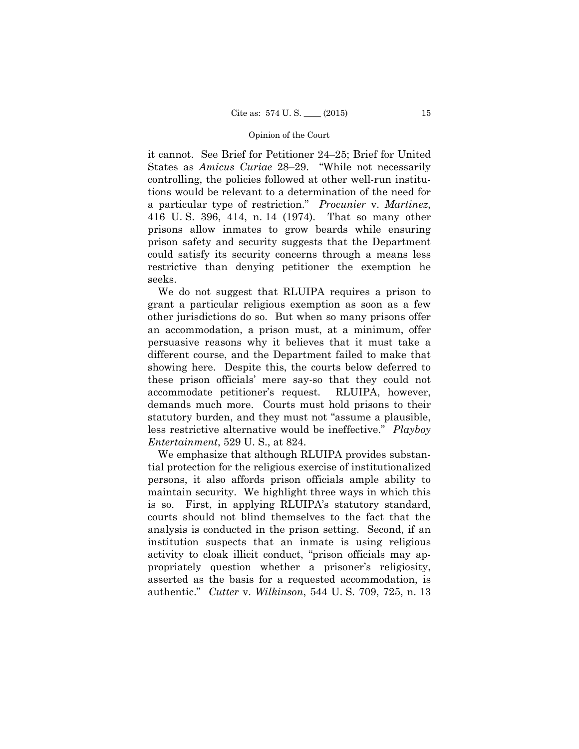it cannot. See Brief for Petitioner 24–25; Brief for United States as *Amicus Curiae* 28–29. "While not necessarily controlling, the policies followed at other well-run institutions would be relevant to a determination of the need for a particular type of restriction." *Procunier* v. *Martinez*, 416 U. S. 396, 414, n. 14 (1974). That so many other prisons allow inmates to grow beards while ensuring prison safety and security suggests that the Department could satisfy its security concerns through a means less restrictive than denying petitioner the exemption he seeks.

We do not suggest that RLUIPA requires a prison to grant a particular religious exemption as soon as a few other jurisdictions do so. But when so many prisons offer an accommodation, a prison must, at a minimum, offer persuasive reasons why it believes that it must take a different course, and the Department failed to make that showing here. Despite this, the courts below deferred to these prison officials' mere say-so that they could not accommodate petitioner's request. RLUIPA, however, demands much more. Courts must hold prisons to their statutory burden, and they must not "assume a plausible, less restrictive alternative would be ineffective." *Playboy Entertainment*, 529 U. S., at 824.

We emphasize that although RLUIPA provides substantial protection for the religious exercise of institutionalized persons, it also affords prison officials ample ability to maintain security. We highlight three ways in which this is so. First, in applying RLUIPA's statutory standard, courts should not blind themselves to the fact that the analysis is conducted in the prison setting. Second, if an institution suspects that an inmate is using religious activity to cloak illicit conduct, "prison officials may appropriately question whether a prisoner's religiosity, asserted as the basis for a requested accommodation, is authentic." *Cutter* v. *Wilkinson*, 544 U. S. 709, 725, n. 13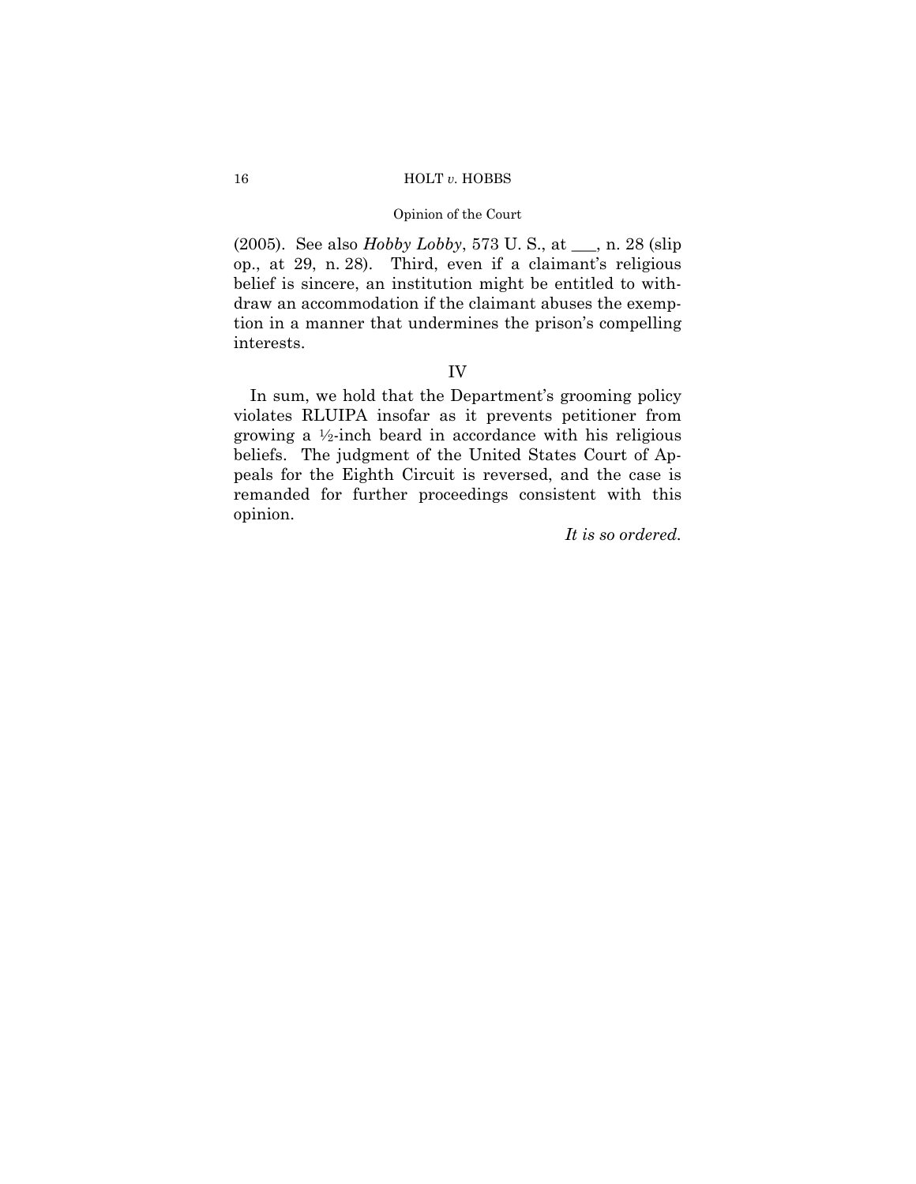(2005). See also *Hobby Lobby*, 573 U. S., at ___, n. 28 (slip op., at 29, n. 28). Third, even if a claimant's religious belief is sincere, an institution might be entitled to withdraw an accommodation if the claimant abuses the exemption in a manner that undermines the prison's compelling interests.

## IV

In sum, we hold that the Department's grooming policy violates RLUIPA insofar as it prevents petitioner from growing a ½-inch beard in accordance with his religious beliefs. The judgment of the United States Court of Appeals for the Eighth Circuit is reversed, and the case is remanded for further proceedings consistent with this opinion.

*It is so ordered.*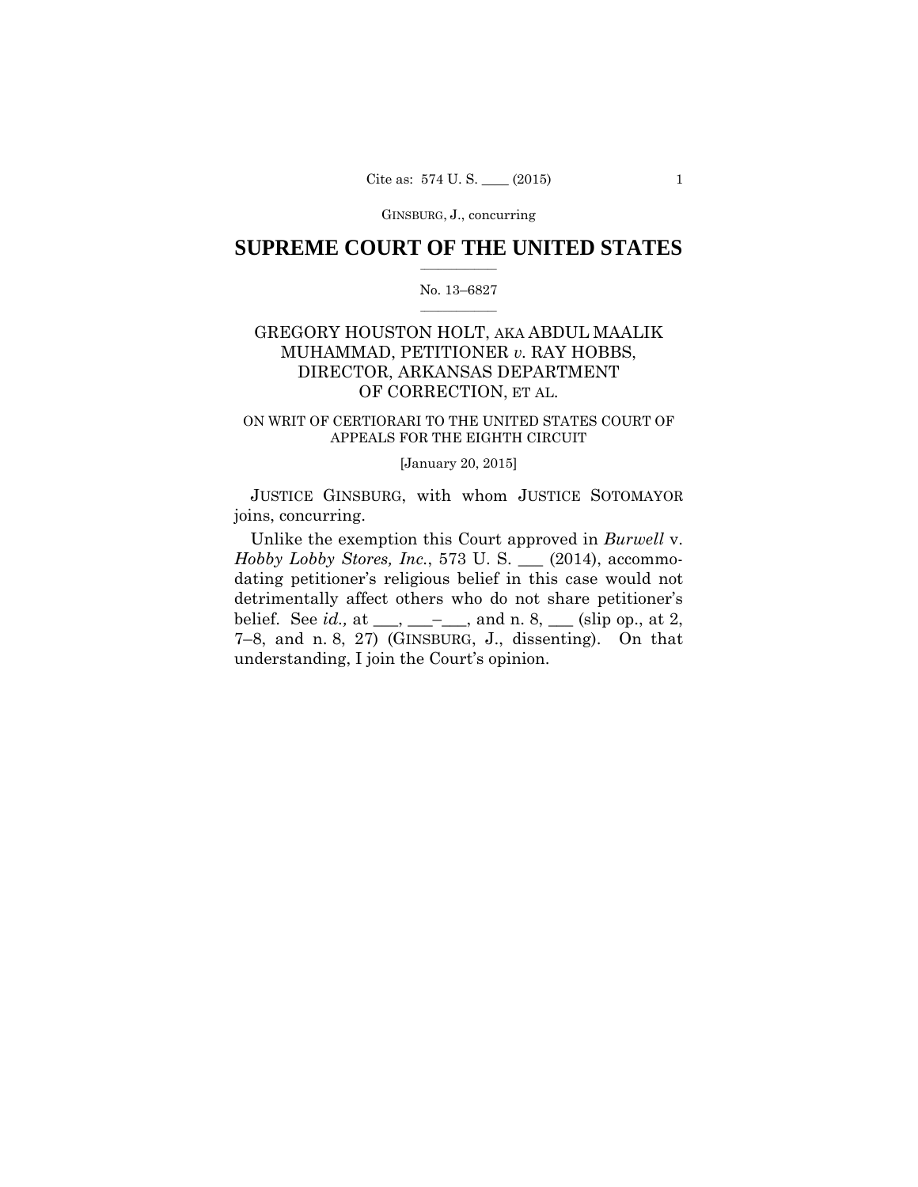# SUPREME COURT OF THE UNITED STATES

No. 13–6827

GREGORY HOUSTON HOLT, AKA ABDUL MAALIK MUHAMMAD, PETITIONER *v.* RAY HOBBS, DIRECTOR, ARKANSAS DEPARTMENT OF CORRECTION, ET AL.

ON WRIT OF CERTIORARI TO THE UNITED STATES COURT OF APPEALS FOR THE EIGHTH CIRCUIT

[January 20, 2015]

JUSTICE GINSBURG, with whom JUSTICE SOTOMAYOR joins, concurring.

Unlike the exemption this Court approved in *Burwell* v. *Hobby Lobby Stores, Inc.*, 573 U. S. ___ (2014), accommodating petitioner's religious belief in this case would not detrimentally affect others who do not share petitioner's belief. See *id.,* at ___, ___–___, and n. 8, ___ (slip op., at 2, 7–8, and n. 8, 27) (GINSBURG, J., dissenting). On that understanding, I join the Court's opinion.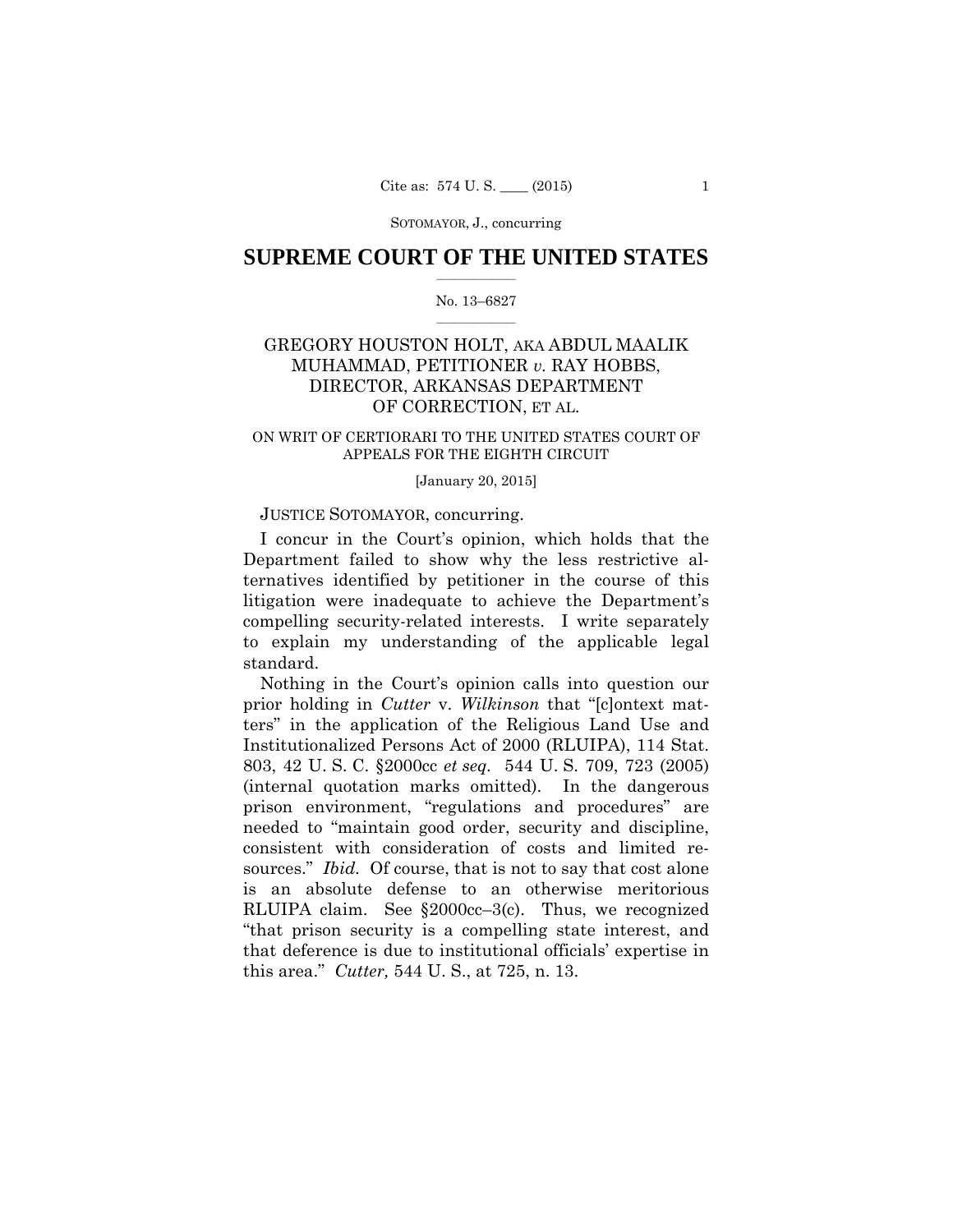# SUPREME COURT OF THE UNITED STATES

No. 13–6827

GREGORY HOUSTON HOLT, AKA ABDUL MAALIK MUHAMMAD, PETITIONER *v.* RAY HOBBS, DIRECTOR, ARKANSAS DEPARTMENT OF CORRECTION, ET AL.

ON WRIT OF CERTIORARI TO THE UNITED STATES COURT OF APPEALS FOR THE EIGHTH CIRCUIT

[January 20, 2015]

JUSTICE SOTOMAYOR, concurring.

I concur in the Court's opinion, which holds that the Department failed to show why the less restrictive alternatives identified by petitioner in the course of this litigation were inadequate to achieve the Department's compelling security-related interests. I write separately to explain my understanding of the applicable legal standard.

Nothing in the Court's opinion calls into question our prior holding in *Cutter* v. *Wilkinson* that "[c]ontext matters" in the application of the Religious Land Use and Institutionalized Persons Act of 2000 (RLUIPA), 114 Stat. 803, 42 U. S. C. §2000cc *et seq.* 544 U. S. 709, 723 (2005) (internal quotation marks omitted). In the dangerous prison environment, "regulations and procedures" are needed to "maintain good order, security and discipline, consistent with consideration of costs and limited resources." *Ibid.* Of course, that is not to say that cost alone is an absolute defense to an otherwise meritorious RLUIPA claim. See §2000cc–3(c). Thus, we recognized "that prison security is a compelling state interest, and that deference is due to institutional officials' expertise in this area." *Cutter,* 544 U. S., at 725, n. 13.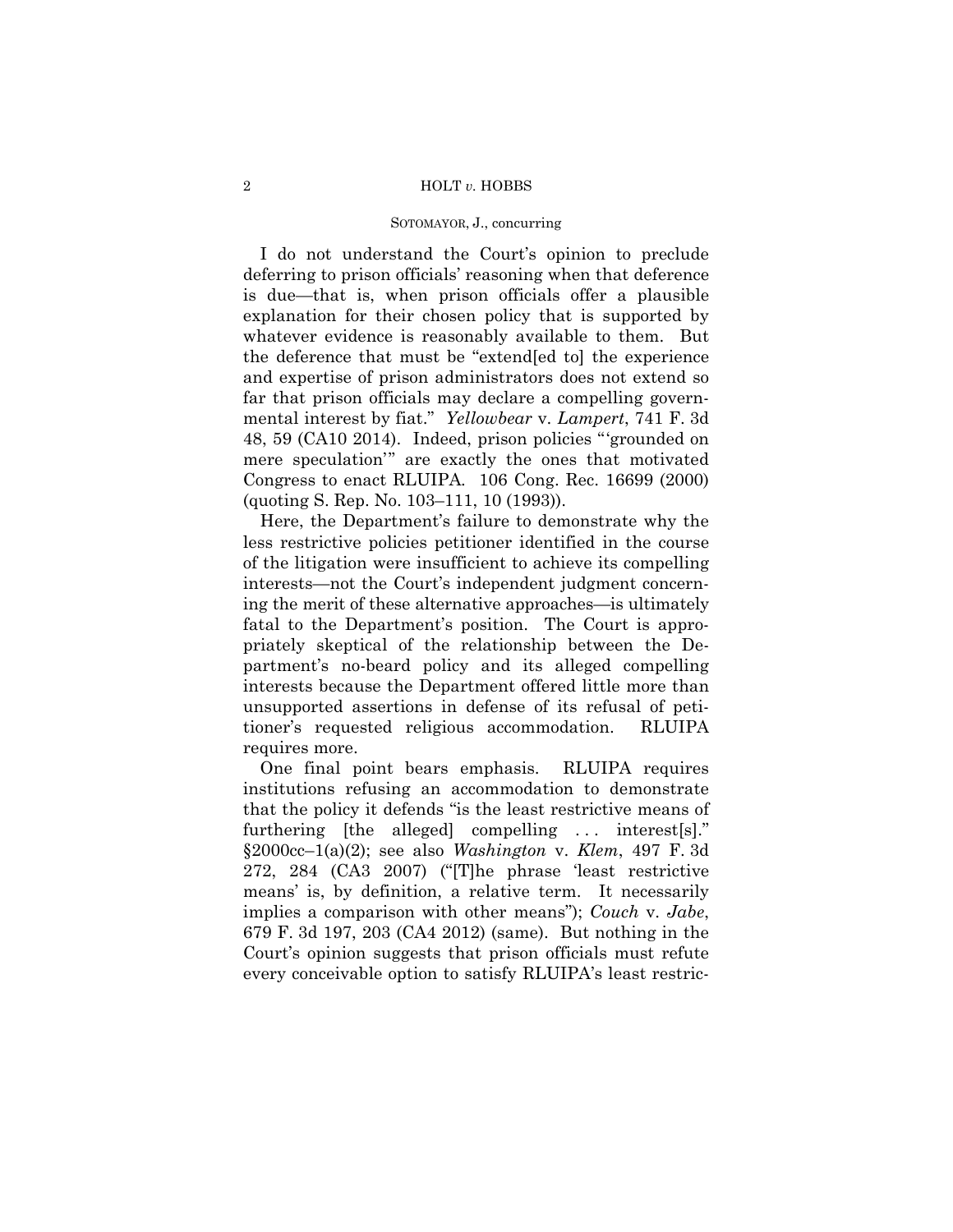I do not understand the Court's opinion to preclude deferring to prison officials' reasoning when that deference is due—that is, when prison officials offer a plausible explanation for their chosen policy that is supported by whatever evidence is reasonably available to them. But the deference that must be "extend[ed to] the experience and expertise of prison administrators does not extend so far that prison officials may declare a compelling governmental interest by fiat." *Yellowbear* v. *Lampert*, 741 F. 3d 48, 59 (CA10 2014). Indeed, prison policies "'grounded on mere speculation'" are exactly the ones that motivated Congress to enact RLUIPA. 106 Cong. Rec. 16699 (2000) (quoting S. Rep. No. 103–111, 10 (1993)).

Here, the Department's failure to demonstrate why the less restrictive policies petitioner identified in the course of the litigation were insufficient to achieve its compelling interests—not the Court's independent judgment concerning the merit of these alternative approaches—is ultimately fatal to the Department's position. The Court is appropriately skeptical of the relationship between the Department's no-beard policy and its alleged compelling interests because the Department offered little more than unsupported assertions in defense of its refusal of petitioner's requested religious accommodation. RLUIPA requires more.

One final point bears emphasis. RLUIPA requires institutions refusing an accommodation to demonstrate that the policy it defends "is the least restrictive means of furthering [the alleged] compelling . . . interest[s]." §2000cc–1(a)(2); see also *Washington* v. *Klem*, 497 F. 3d 272, 284 (CA3 2007) ("[T]he phrase 'least restrictive means' is, by definition, a relative term. It necessarily implies a comparison with other means"); *Couch* v. *Jabe*, 679 F. 3d 197, 203 (CA4 2012) (same). But nothing in the Court's opinion suggests that prison officials must refute every conceivable option to satisfy RLUIPA's least restric-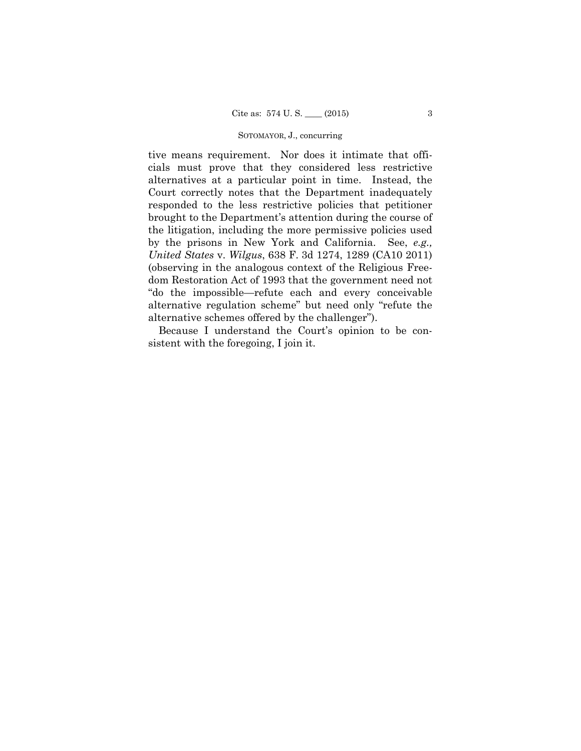tive means requirement. Nor does it intimate that officials must prove that they considered less restrictive alternatives at a particular point in time. Instead, the Court correctly notes that the Department inadequately responded to the less restrictive policies that petitioner brought to the Department's attention during the course of the litigation, including the more permissive policies used by the prisons in New York and California. See, *e.g., United States* v. *Wilgus*, 638 F. 3d 1274, 1289 (CA10 2011) (observing in the analogous context of the Religious Freedom Restoration Act of 1993 that the government need not "do the impossible—refute each and every conceivable alternative regulation scheme" but need only "refute the alternative schemes offered by the challenger").

Because I understand the Court's opinion to be consistent with the foregoing, I join it.